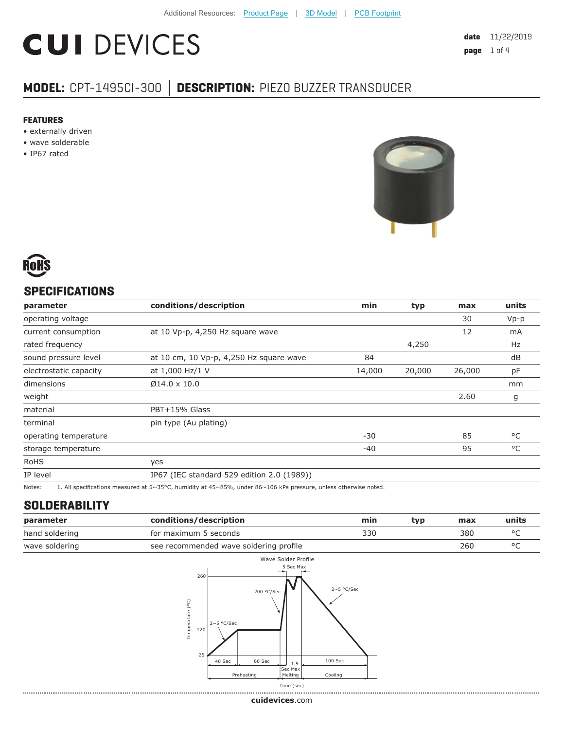Additional Resources: Product Page | 3D Model | PCB Footprint

# CUI DEVICES

**date** 11/22/2019

## MODEL: CPT-1495CI-300 | DESCRIPTION: PIEZO BUZZER TRANSDUCER

### FEATURES

- externally driven
- wave solderable
- IP67 rated

RoHS

## SPECIFICATIONS

| parameter | conditions/description | min | typ | max | units |
|---|---|---|---|---|---|
| operating voltage | | | | 30 | Vp-p |
| current consumption | at 10 Vp-p, 4,250 Hz square wave | | | 12 | mA |
| rated frequency | | | 4,250 | | Hz |
| sound pressure level | at 10 cm, 10 Vp-p, 4,250 Hz square wave | 84 | | | dB |
| electrostatic capacity | at 1,000 Hz/1 V | 14,000 | 20,000 | 26,000 | pF |
| dimensions | Ø14.0 x 10.0 | | | | mm |
| weight | | | | 2.60 | g |
| material | PBT+15% Glass | | | | |
| terminal | pin type (Au plating) | | | | |
| operating temperature | | -30 | | 85 | °C |
| storage temperature | | -40 | | 95 | °C |
| RoHS | yes | | | | |
| IP level | IP67 (IEC standard 529 edition 2.0 (1989)) | | | | |

Notes: 1. All specifications measured at 5~35°C, humidity at 45~85%, under 86~106 kPa pressure, unless otherwise noted.

## SOLDERABILITY

| parameter | conditions/description | min | typ | max | units |
|---|---|---|---|---|---|
| hand soldering | for maximum 5 seconds | 330 | | 380 | °C |
| wave soldering | see recommended wave soldering profile | | | 260 | °C |

Wave Solder Profile

Temperature (°C): 25, 120, 260

2~5 °C/Sec; 200 °C/Sec; 5 Sec Max; 2~5 °C/Sec

40 Sec; 60 Sec; 1.5 Sec Max; 100 Sec

Preheating; Melting; Cooling

Time (sec)

cuidevices.com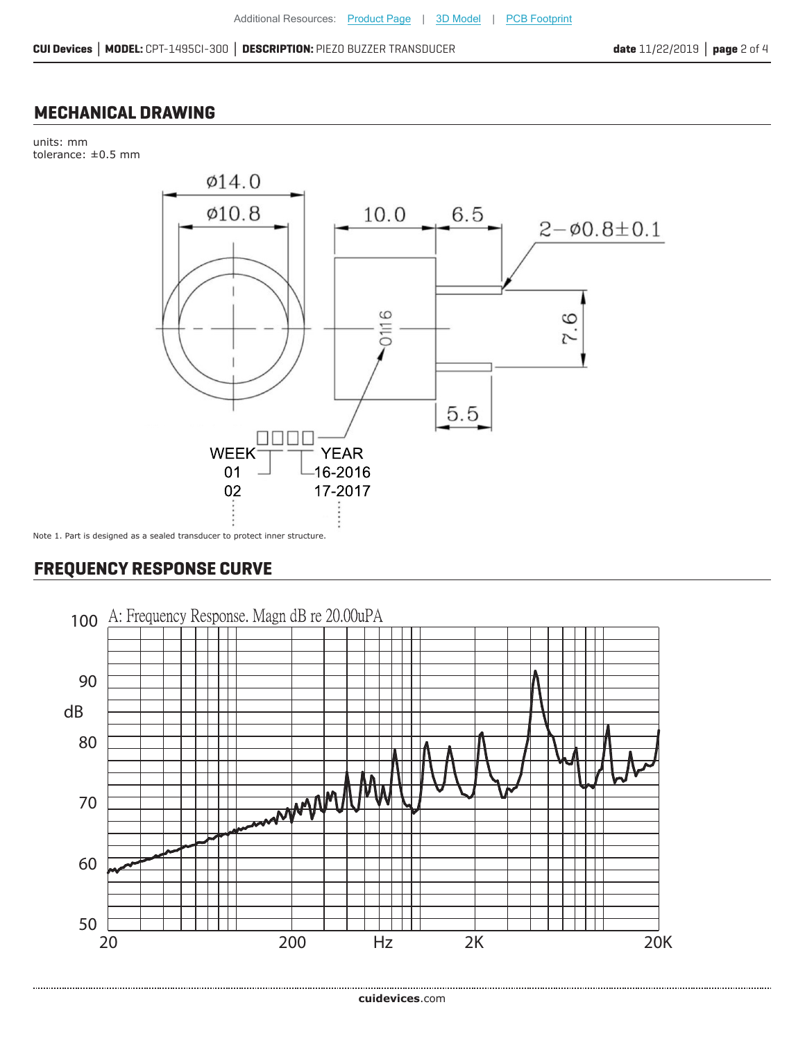## MECHANICAL DRAWING

units: mm
tolerance: ±0.5 mm

Ø14.0
Ø10.8
10.0
6.5
2−Ø0.8±0.1
7.6
5.5
0116

WEEK
01
02

YEAR
16-2016
17-2017

Note 1. Part is designed as a sealed transducer to protect inner structure.

## FREQUENCY RESPONSE CURVE

A: Frequency Response. Magn dB re 20.00uPA

dB: 50, 60, 70, 80, 90, 100

Hz: 20, 200, 2K, 20K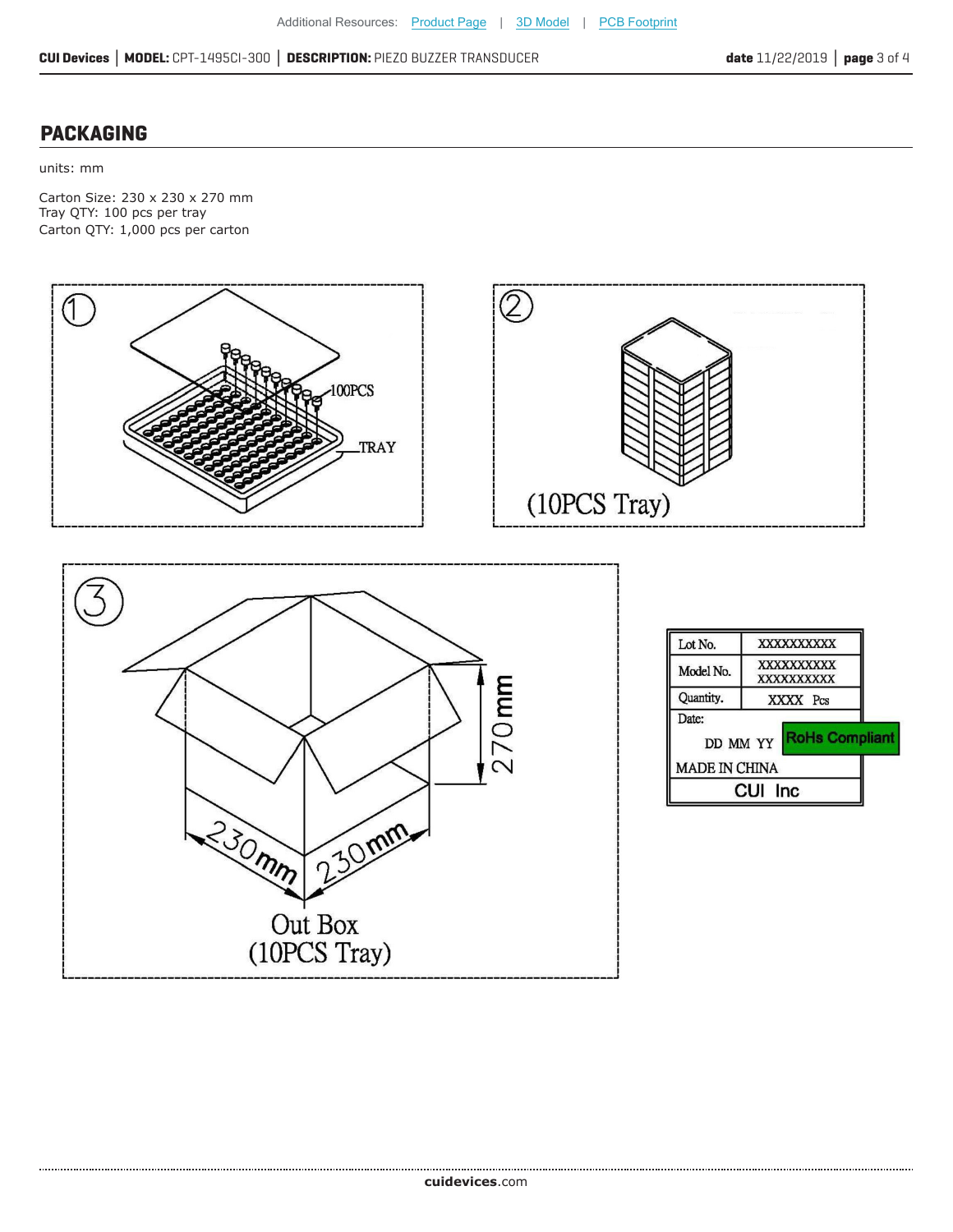## PACKAGING

units: mm

Carton Size: 230 x 230 x 270 mm
Tray QTY: 100 pcs per tray
Carton QTY: 1,000 pcs per carton

① 100PCS TRAY

② (10PCS Tray)

③ 270 mm, 230 mm, 230 mm
Out Box
(10PCS Tray)

| Lot No. | XXXXXXXXXX |
|---|---|
| Model No. | XXXXXXXXXX XXXXXXXXXX |
| Quantity. | XXXX Pcs |
| Date: DD MM YY | RoHs Compliant |
| MADE IN CHINA | |
| CUI Inc | |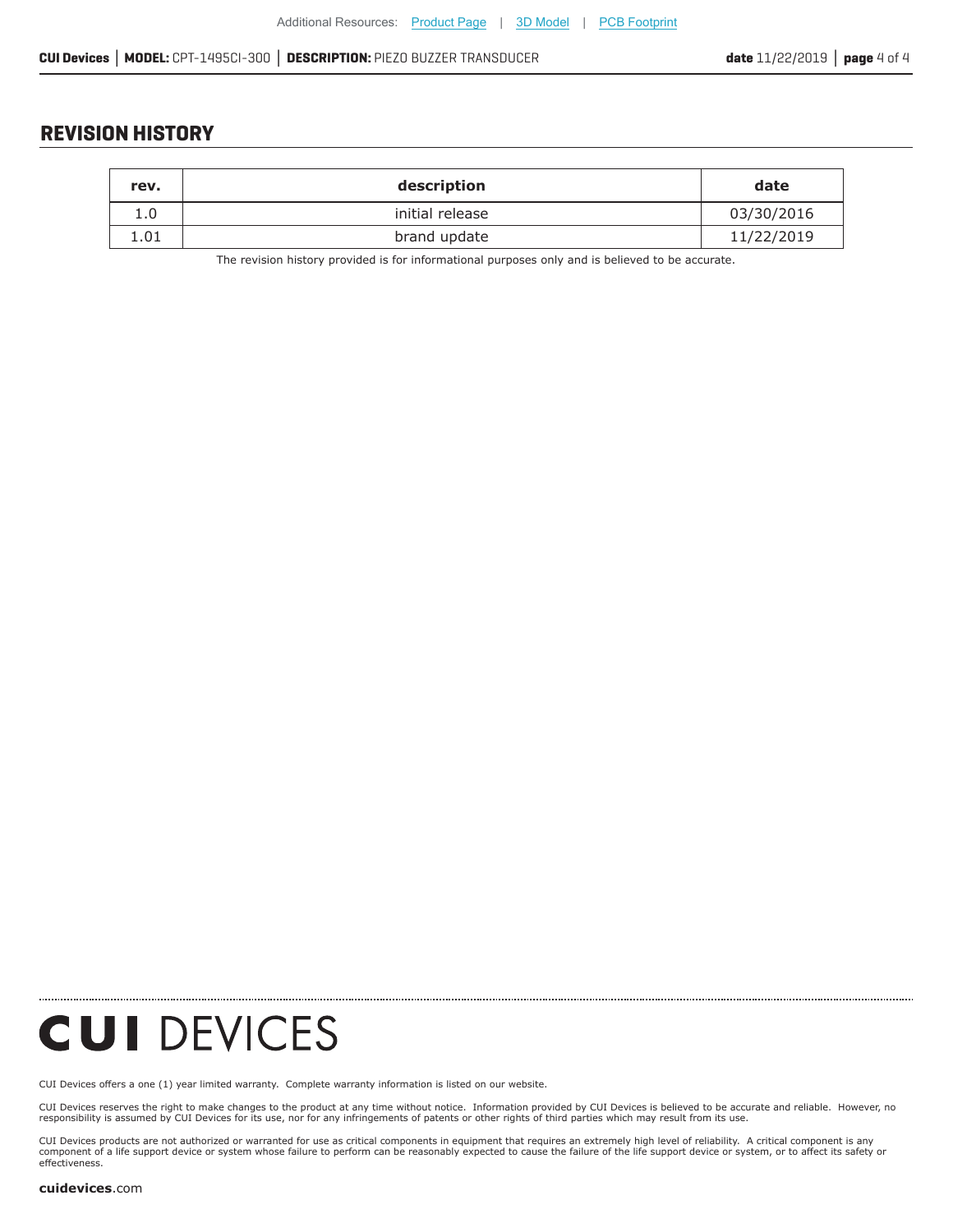## REVISION HISTORY

| rev. | description | date |
| --- | --- | --- |
| 1.0 | initial release | 03/30/2016 |
| 1.01 | brand update | 11/22/2019 |

The revision history provided is for informational purposes only and is believed to be accurate.

**CUI** DEVICES

CUI Devices offers a one (1) year limited warranty. Complete warranty information is listed on our website.

CUI Devices reserves the right to make changes to the product at any time without notice. Information provided by CUI Devices is believed to be accurate and reliable. However, no responsibility is assumed by CUI Devices for its use, nor for any infringements of patents or other rights of third parties which may result from its use.

CUI Devices products are not authorized or warranted for use as critical components in equipment that requires an extremely high level of reliability. A critical component is any component of a life support device or system whose failure to perform can be reasonably expected to cause the failure of the life support device or system, or to affect its safety or effectiveness.

**cuidevices**.com